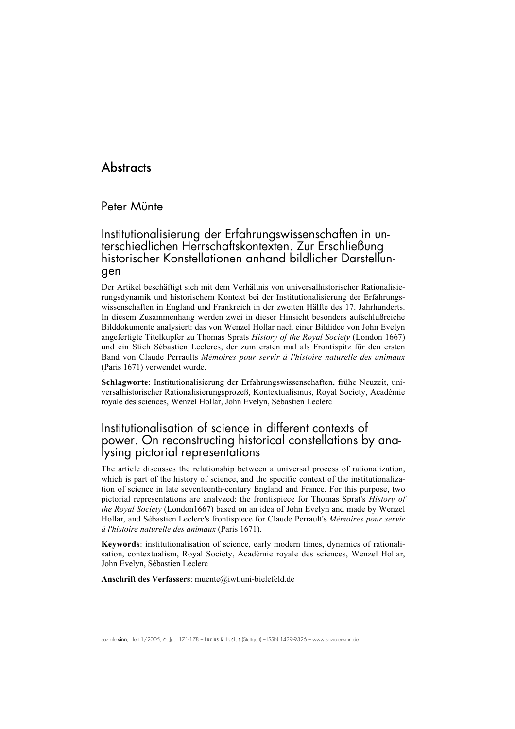# Abstracts

## Peter Münte

### Institutionalisierung der Erfahrungswissenschaften in unterschiedlichen Herrschaftskontexten. Zur Erschließung historischer Konstellationen anhand bildlicher Darstellungen

Der Artikel beschäftigt sich mit dem Verhältnis von universalhistorischer Rationalisierungsdynamik und historischem Kontext bei der Institutionalisierung der Erfahrungswissenschaften in England und Frankreich in der zweiten Hälfte des 17. Jahrhunderts. In diesem Zusammenhang werden zwei in dieser Hinsicht besonders aufschlußreiche Bilddokumente analysiert: das von Wenzel Hollar nach einer Bildidee von John Evelyn angefertigte Titelkupfer zu Thomas Sprats *History of the Royal Society* (London 1667) und ein Stich Sébastien Leclercs, der zum ersten mal als Frontispitz für den ersten Band von Claude Perraults *Mémoires pour servir à l'histoire naturelle des animaux* (Paris 1671) verwendet wurde.

**Schlagworte**: Institutionalisierung der Erfahrungswissenschaften, frühe Neuzeit, universalhistorischer Rationalisierungsprozeß, Kontextualismus, Royal Society, Académie royale des sciences, Wenzel Hollar, John Evelyn, Sébastien Leclerc

### Institutionalisation of science in different contexts of power. On reconstructing historical constellations by analysing pictorial representations

The article discusses the relationship between a universal process of rationalization, which is part of the history of science, and the specific context of the institutionalization of science in late seventeenth-century England and France. For this purpose, two pictorial representations are analyzed: the frontispiece for Thomas Sprat's *History of the Royal Society* (London1667) based on an idea of John Evelyn and made by Wenzel Hollar, and Sébastien Leclerc's frontispiece for Claude Perrault's *Mémoires pour servir à l'histoire naturelle des animaux* (Paris 1671).

**Keywords**: institutionalisation of science, early modern times, dynamics of rationalisation, contextualism, Royal Society, Académie royale des sciences, Wenzel Hollar, John Evelyn, Sébastien Leclerc

**Anschrift des Verfassers**: muente@iwt.uni-bielefeld.de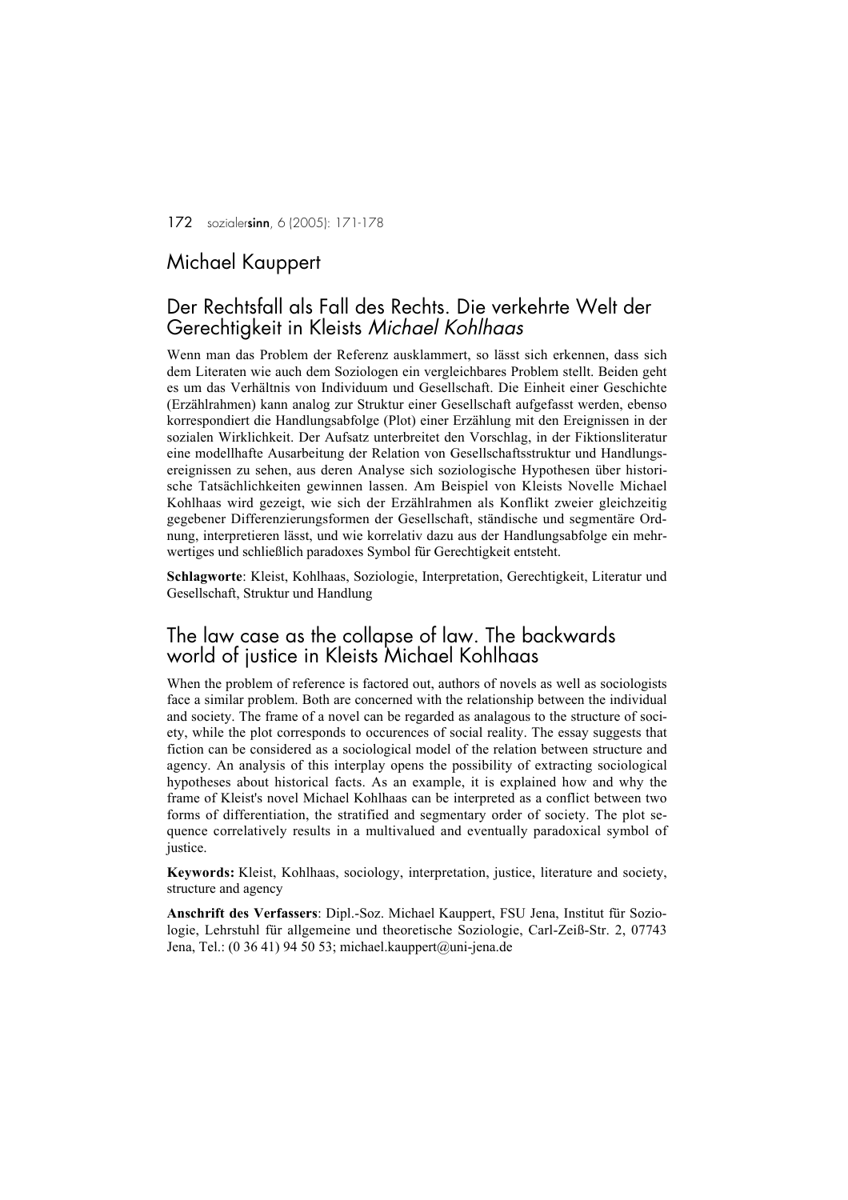## Michael Kauppert

## Der Rechtsfall als Fall des Rechts. Die verkehrte Welt der Gerechtigkeit in Kleists *Michael Kohlhaas*

Wenn man das Problem der Referenz ausklammert, so lässt sich erkennen, dass sich dem Literaten wie auch dem Soziologen ein vergleichbares Problem stellt. Beiden geht es um das Verhältnis von Individuum und Gesellschaft. Die Einheit einer Geschichte (Erzählrahmen) kann analog zur Struktur einer Gesellschaft aufgefasst werden, ebenso korrespondiert die Handlungsabfolge (Plot) einer Erzählung mit den Ereignissen in der sozialen Wirklichkeit. Der Aufsatz unterbreitet den Vorschlag, in der Fiktionsliteratur eine modellhafte Ausarbeitung der Relation von Gesellschaftsstruktur und Handlungsereignissen zu sehen, aus deren Analyse sich soziologische Hypothesen über historische Tatsächlichkeiten gewinnen lassen. Am Beispiel von Kleists Novelle Michael Kohlhaas wird gezeigt, wie sich der Erzählrahmen als Konflikt zweier gleichzeitig gegebener Differenzierungsformen der Gesellschaft, ständische und segmentäre Ordnung, interpretieren lässt, und wie korrelativ dazu aus der Handlungsabfolge ein mehrwertiges und schließlich paradoxes Symbol für Gerechtigkeit entsteht.

**Schlagworte**: Kleist, Kohlhaas, Soziologie, Interpretation, Gerechtigkeit, Literatur und Gesellschaft, Struktur und Handlung

## The law case as the collapse of law. The backwards world of justice in Kleists Michael Kohlhaas

When the problem of reference is factored out, authors of novels as well as sociologists face a similar problem. Both are concerned with the relationship between the individual and society. The frame of a novel can be regarded as analagous to the structure of society, while the plot corresponds to occurences of social reality. The essay suggests that fiction can be considered as a sociological model of the relation between structure and agency. An analysis of this interplay opens the possibility of extracting sociological hypotheses about historical facts. As an example, it is explained how and why the frame of Kleist's novel Michael Kohlhaas can be interpreted as a conflict between two forms of differentiation, the stratified and segmentary order of society. The plot sequence correlatively results in a multivalued and eventually paradoxical symbol of justice.

**Keywords:** Kleist, Kohlhaas, sociology, interpretation, justice, literature and society, structure and agency

**Anschrift des Verfassers**: Dipl.-Soz. Michael Kauppert, FSU Jena, Institut für Soziologie, Lehrstuhl für allgemeine und theoretische Soziologie, Carl-Zeiß-Str. 2, 07743 Jena, Tel.: (0 36 41) 94 50 53; michael.kauppert@uni-jena.de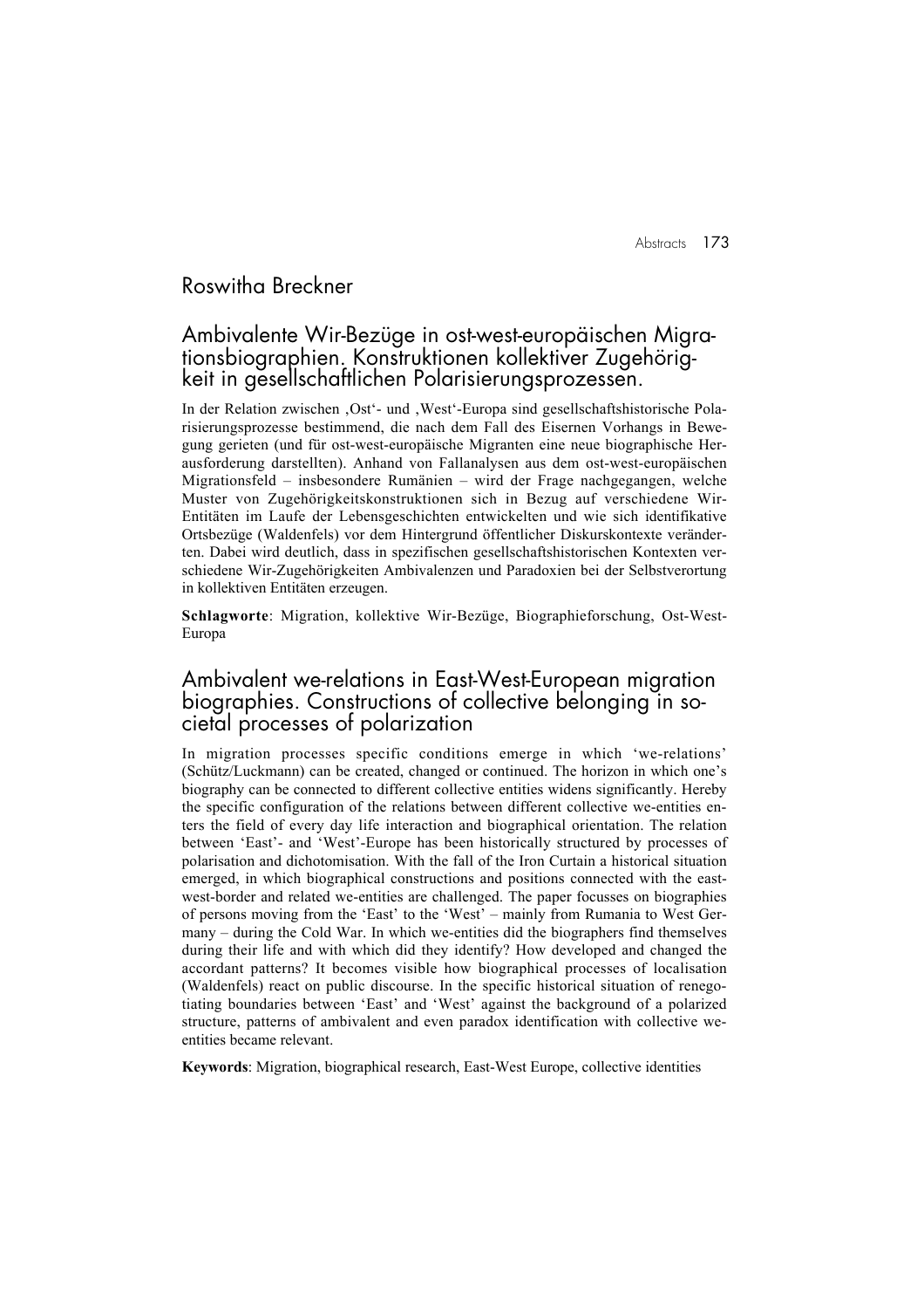## Roswitha Breckner

## Ambivalente Wir-Bezüge in ost-west-europäischen Migrationsbiographien. Konstruktionen kollektiver Zugehörigkeit in gesellschaftlichen Polarisierungsprozessen.

In der Relation zwischen ‚Ost'- und ‚West'-Europa sind gesellschaftshistorische Polarisierungsprozesse bestimmend, die nach dem Fall des Eisernen Vorhangs in Bewegung gerieten (und für ost-west-europäische Migranten eine neue biographische Herausforderung darstellten). Anhand von Fallanalysen aus dem ost-west-europäischen Migrationsfeld – insbesondere Rumänien – wird der Frage nachgegangen, welche Muster von Zugehörigkeitskonstruktionen sich in Bezug auf verschiedene Wir-Entitäten im Laufe der Lebensgeschichten entwickelten und wie sich identifikative Ortsbezüge (Waldenfels) vor dem Hintergrund öffentlicher Diskurskontexte veränderten. Dabei wird deutlich, dass in spezifischen gesellschaftshistorischen Kontexten verschiedene Wir-Zugehörigkeiten Ambivalenzen und Paradoxien bei der Selbstverortung in kollektiven Entitäten erzeugen.

**Schlagworte**: Migration, kollektive Wir-Bezüge, Biographieforschung, Ost-West-Europa

## Ambivalent we-relations in East-West-European migration biographies. Constructions of collective belonging in societal processes of polarization

In migration processes specific conditions emerge in which 'we-relations' (Schütz/Luckmann) can be created, changed or continued. The horizon in which one's biography can be connected to different collective entities widens significantly. Hereby the specific configuration of the relations between different collective we-entities enters the field of every day life interaction and biographical orientation. The relation between 'East'- and 'West'-Europe has been historically structured by processes of polarisation and dichotomisation. With the fall of the Iron Curtain a historical situation emerged, in which biographical constructions and positions connected with the east-west-border and related we-entities are challenged. The paper focusses on biographies of persons moving from the 'East' to the 'West' – mainly from Rumania to West Germany – during the Cold War. In which we-entities did the biographers find themselves during their life and with which did they identify? How developed and changed the accordant patterns? It becomes visible how biographical processes of localisation (Waldenfels) react on public discourse. In the specific historical situation of renegotiating boundaries between 'East' and 'West' against the background of a polarized structure, patterns of ambivalent and even paradox identification with collective we-entities became relevant.

**Keywords**: Migration, biographical research, East-West Europe, collective identities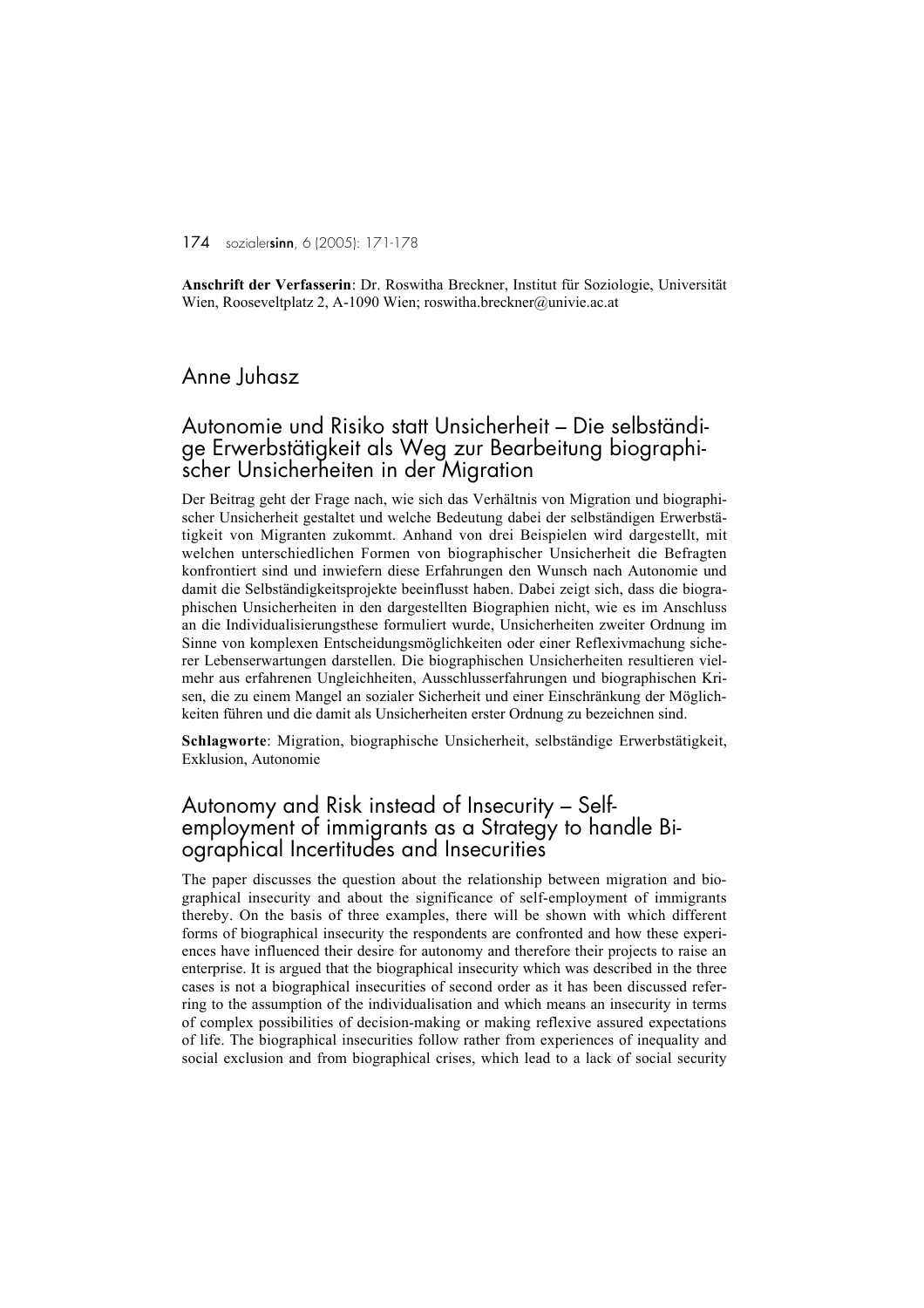**Anschrift der Verfasserin**: Dr. Roswitha Breckner, Institut für Soziologie, Universität Wien, Rooseveltplatz 2, A-1090 Wien; roswitha.breckner@univie.ac.at

# Anne Juhasz

## Autonomie und Risiko statt Unsicherheit – Die selbständige Erwerbstätigkeit als Weg zur Bearbeitung biographischer Unsicherheiten in der Migration

Der Beitrag geht der Frage nach, wie sich das Verhältnis von Migration und biographischer Unsicherheit gestaltet und welche Bedeutung dabei der selbständigen Erwerbstätigkeit von Migranten zukommt. Anhand von drei Beispielen wird dargestellt, mit welchen unterschiedlichen Formen von biographischer Unsicherheit die Befragten konfrontiert sind und inwiefern diese Erfahrungen den Wunsch nach Autonomie und damit die Selbständigkeitsprojekte beeinflusst haben. Dabei zeigt sich, dass die biographischen Unsicherheiten in den dargestellten Biographien nicht, wie es im Anschluss an die Individualisierungsthese formuliert wurde, Unsicherheiten zweiter Ordnung im Sinne von komplexen Entscheidungsmöglichkeiten oder einer Reflexivmachung sicherer Lebenserwartungen darstellen. Die biographischen Unsicherheiten resultieren vielmehr aus erfahrenen Ungleichheiten, Ausschlusserfahrungen und biographischen Krisen, die zu einem Mangel an sozialer Sicherheit und einer Einschränkung der Möglichkeiten führen und die damit als Unsicherheiten erster Ordnung zu bezeichnen sind.

**Schlagworte**: Migration, biographische Unsicherheit, selbständige Erwerbstätigkeit, Exklusion, Autonomie

## Autonomy and Risk instead of Insecurity – Self-employment of immigrants as a Strategy to handle Biographical Incertitudes and Insecurities

The paper discusses the question about the relationship between migration and biographical insecurity and about the significance of self-employment of immigrants thereby. On the basis of three examples, there will be shown with which different forms of biographical insecurity the respondents are confronted and how these experiences have influenced their desire for autonomy and therefore their projects to raise an enterprise. It is argued that the biographical insecurity which was described in the three cases is not a biographical insecurities of second order as it has been discussed referring to the assumption of the individualisation and which means an insecurity in terms of complex possibilities of decision-making or making reflexive assured expectations of life. The biographical insecurities follow rather from experiences of inequality and social exclusion and from biographical crises, which lead to a lack of social security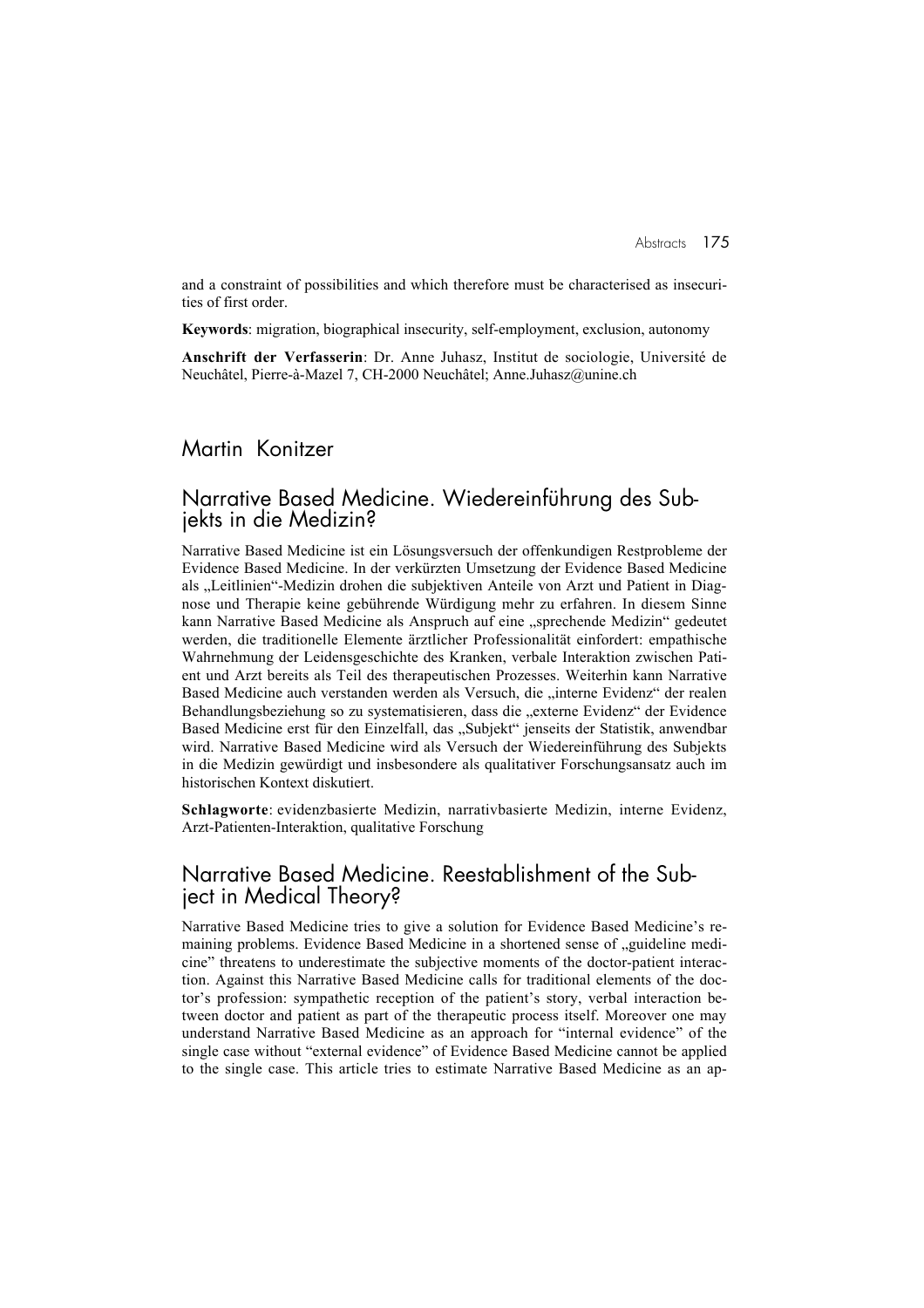and a constraint of possibilities and which therefore must be characterised as insecurities of first order.

**Keywords**: migration, biographical insecurity, self-employment, exclusion, autonomy

**Anschrift der Verfasserin**: Dr. Anne Juhasz, Institut de sociologie, Université de Neuchâtel, Pierre-à-Mazel 7, CH-2000 Neuchâtel; Anne.Juhasz@unine.ch

## Martin Konitzer

### Narrative Based Medicine. Wiedereinführung des Subjekts in die Medizin?

Narrative Based Medicine ist ein Lösungsversuch der offenkundigen Restprobleme der Evidence Based Medicine. In der verkürzten Umsetzung der Evidence Based Medicine als „Leitlinien"-Medizin drohen die subjektiven Anteile von Arzt und Patient in Diagnose und Therapie keine gebührende Würdigung mehr zu erfahren. In diesem Sinne kann Narrative Based Medicine als Anspruch auf eine „sprechende Medizin" gedeutet werden, die traditionelle Elemente ärztlicher Professionalität einfordert: empathische Wahrnehmung der Leidensgeschichte des Kranken, verbale Interaktion zwischen Patient und Arzt bereits als Teil des therapeutischen Prozesses. Weiterhin kann Narrative Based Medicine auch verstanden werden als Versuch, die „interne Evidenz" der realen Behandlungsbeziehung so zu systematisieren, dass die „externe Evidenz" der Evidence Based Medicine erst für den Einzelfall, das „Subjekt" jenseits der Statistik, anwendbar wird. Narrative Based Medicine wird als Versuch der Wiedereinführung des Subjekts in die Medizin gewürdigt und insbesondere als qualitativer Forschungsansatz auch im historischen Kontext diskutiert.

**Schlagworte**: evidenzbasierte Medizin, narrativbasierte Medizin, interne Evidenz, Arzt-Patienten-Interaktion, qualitative Forschung

### Narrative Based Medicine. Reestablishment of the Subject in Medical Theory?

Narrative Based Medicine tries to give a solution for Evidence Based Medicine's remaining problems. Evidence Based Medicine in a shortened sense of „guideline medicine" threatens to underestimate the subjective moments of the doctor-patient interaction. Against this Narrative Based Medicine calls for traditional elements of the doctor's profession: sympathetic reception of the patient's story, verbal interaction between doctor and patient as part of the therapeutic process itself. Moreover one may understand Narrative Based Medicine as an approach for "internal evidence" of the single case without "external evidence" of Evidence Based Medicine cannot be applied to the single case. This article tries to estimate Narrative Based Medicine as an ap-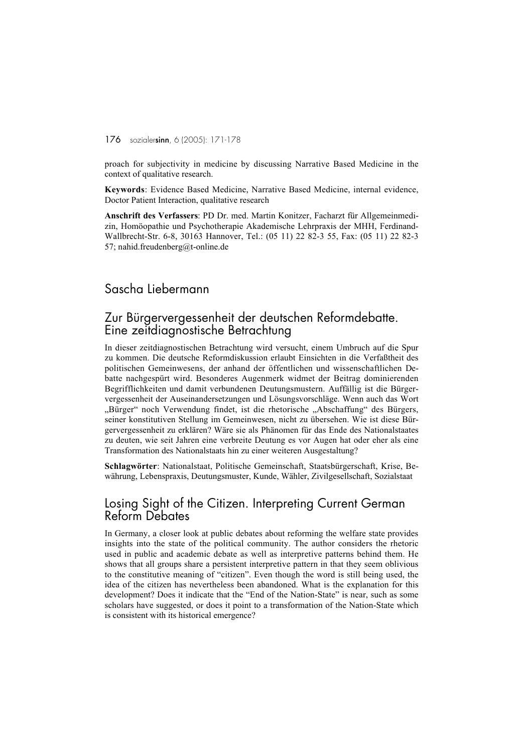proach for subjectivity in medicine by discussing Narrative Based Medicine in the context of qualitative research.

**Keywords**: Evidence Based Medicine, Narrative Based Medicine, internal evidence, Doctor Patient Interaction, qualitative research

**Anschrift des Verfassers**: PD Dr. med. Martin Konitzer, Facharzt für Allgemeinmedizin, Homöopathie und Psychotherapie Akademische Lehrpraxis der MHH, Ferdinand-Wallbrecht-Str. 6-8, 30163 Hannover, Tel.: (05 11) 22 82-3 55, Fax: (05 11) 22 82-3 57; nahid.freudenberg@t-online.de

## Sascha Liebermann

## Zur Bürgervergessenheit der deutschen Reformdebatte. Eine zeitdiagnostische Betrachtung

In dieser zeitdiagnostischen Betrachtung wird versucht, einem Umbruch auf die Spur zu kommen. Die deutsche Reformdiskussion erlaubt Einsichten in die Verfaßtheit des politischen Gemeinwesens, der anhand der öffentlichen und wissenschaftlichen Debatte nachgespürt wird. Besonderes Augenmerk widmet der Beitrag dominierenden Begrifflichkeiten und damit verbundenen Deutungsmustern. Auffällig ist die Bürgervergessenheit der Auseinandersetzungen und Lösungsvorschläge. Wenn auch das Wort „Bürger" noch Verwendung findet, ist die rhetorische „Abschaffung" des Bürgers, seiner konstitutiven Stellung im Gemeinwesen, nicht zu übersehen. Wie ist diese Bürgervergessenheit zu erklären? Wäre sie als Phänomen für das Ende des Nationalstaates zu deuten, wie seit Jahren eine verbreite Deutung es vor Augen hat oder eher als eine Transformation des Nationalstaats hin zu einer weiteren Ausgestaltung?

**Schlagwörter**: Nationalstaat, Politische Gemeinschaft, Staatsbürgerschaft, Krise, Bewährung, Lebenspraxis, Deutungsmuster, Kunde, Wähler, Zivilgesellschaft, Sozialstaat

## Losing Sight of the Citizen. Interpreting Current German Reform Debates

In Germany, a closer look at public debates about reforming the welfare state provides insights into the state of the political community. The author considers the rhetoric used in public and academic debate as well as interpretive patterns behind them. He shows that all groups share a persistent interpretive pattern in that they seem oblivious to the constitutive meaning of "citizen". Even though the word is still being used, the idea of the citizen has nevertheless been abandoned. What is the explanation for this development? Does it indicate that the "End of the Nation-State" is near, such as some scholars have suggested, or does it point to a transformation of the Nation-State which is consistent with its historical emergence?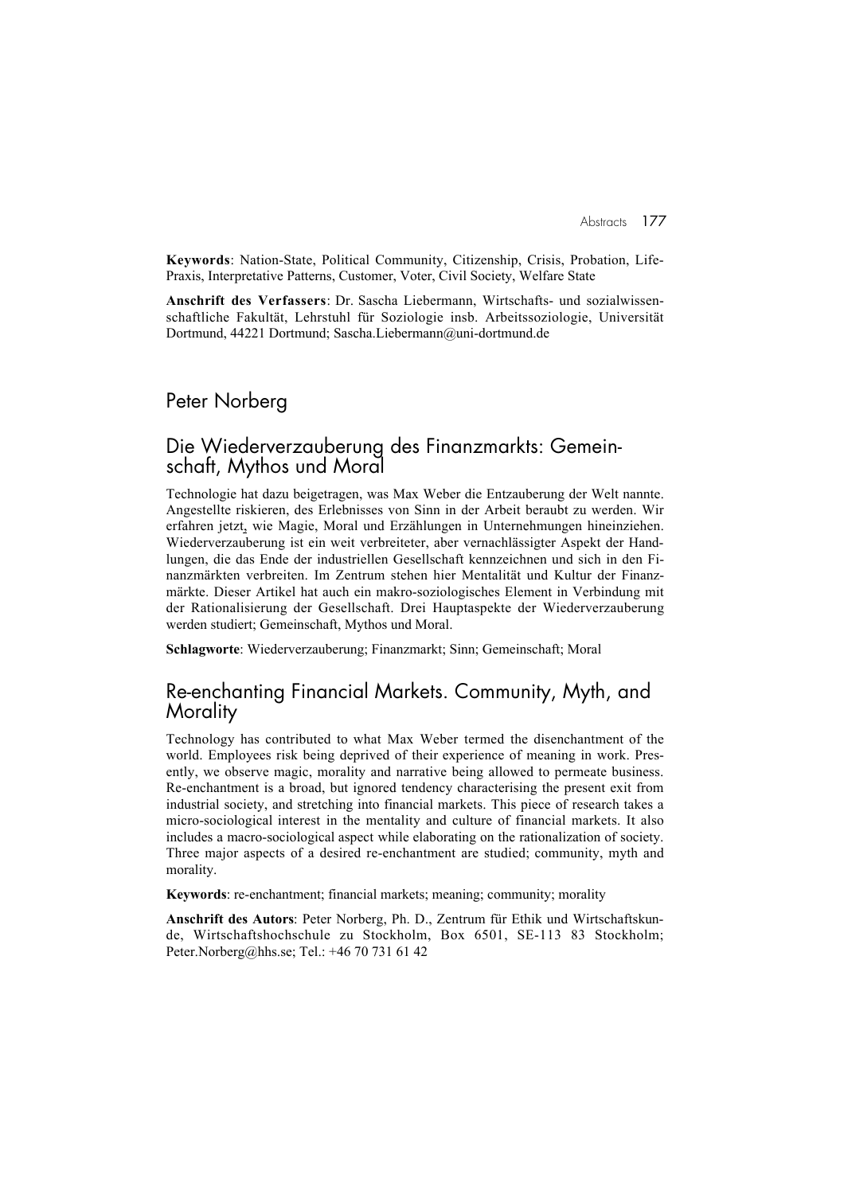**Keywords**: Nation-State, Political Community, Citizenship, Crisis, Probation, Life-Praxis, Interpretative Patterns, Customer, Voter, Civil Society, Welfare State

**Anschrift des Verfassers**: Dr. Sascha Liebermann, Wirtschafts- und sozialwissenschaftliche Fakultät, Lehrstuhl für Soziologie insb. Arbeitssoziologie, Universität Dortmund, 44221 Dortmund; Sascha.Liebermann@uni-dortmund.de

## Peter Norberg

## Die Wiederverzauberung des Finanzmarkts: Gemeinschaft, Mythos und Moral

Technologie hat dazu beigetragen, was Max Weber die Entzauberung der Welt nannte. Angestellte riskieren, des Erlebnisses von Sinn in der Arbeit beraubt zu werden. Wir erfahren jetzt, wie Magie, Moral und Erzählungen in Unternehmungen hineinziehen. Wiederverzauberung ist ein weit verbreiteter, aber vernachlässigter Aspekt der Handlungen, die das Ende der industriellen Gesellschaft kennzeichnen und sich in den Finanzmärkten verbreiten. Im Zentrum stehen hier Mentalität und Kultur der Finanzmärkte. Dieser Artikel hat auch ein makro-soziologisches Element in Verbindung mit der Rationalisierung der Gesellschaft. Drei Hauptaspekte der Wiederverzauberung werden studiert; Gemeinschaft, Mythos und Moral.

**Schlagworte**: Wiederverzauberung; Finanzmarkt; Sinn; Gemeinschaft; Moral

## Re-enchanting Financial Markets. Community, Myth, and Morality

Technology has contributed to what Max Weber termed the disenchantment of the world. Employees risk being deprived of their experience of meaning in work. Presently, we observe magic, morality and narrative being allowed to permeate business. Re-enchantment is a broad, but ignored tendency characterising the present exit from industrial society, and stretching into financial markets. This piece of research takes a micro-sociological interest in the mentality and culture of financial markets. It also includes a macro-sociological aspect while elaborating on the rationalization of society. Three major aspects of a desired re-enchantment are studied; community, myth and morality.

**Keywords**: re-enchantment; financial markets; meaning; community; morality

**Anschrift des Autors**: Peter Norberg, Ph. D., Zentrum für Ethik und Wirtschaftskunde, Wirtschaftshochschule zu Stockholm, Box 6501, SE-113 83 Stockholm; Peter.Norberg@hhs.se; Tel.: +46 70 731 61 42